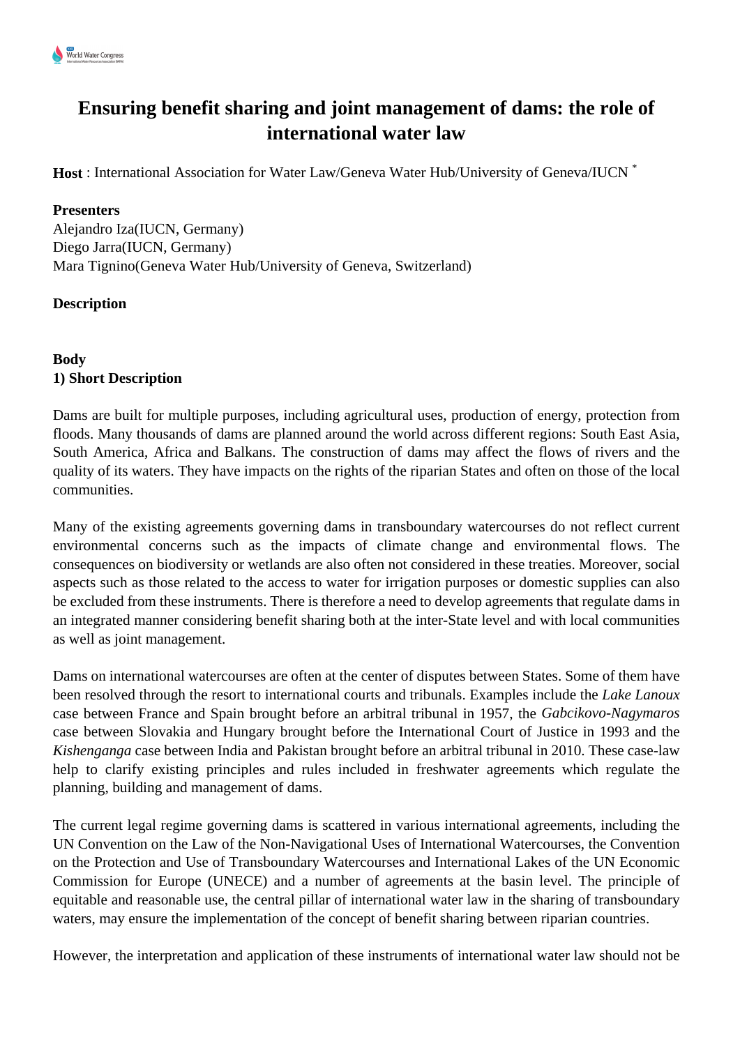# Ensuring benefit sharing and joint management of dams: the role of international water law

**Host** : International Association for Water Law/Geneva Water Hub/University of Geneva/IUCN *

**Presenters**

Alejandro Iza(IUCN, Germany)
Diego Jarra(IUCN, Germany)
Mara Tignino(Geneva Water Hub/University of Geneva, Switzerland)

**Description**

**Body**

**1) Short Description**

Dams are built for multiple purposes, including agricultural uses, production of energy, protection from floods. Many thousands of dams are planned around the world across different regions: South East Asia, South America, Africa and Balkans. The construction of dams may affect the flows of rivers and the quality of its waters. They have impacts on the rights of the riparian States and often on those of the local communities.

Many of the existing agreements governing dams in transboundary watercourses do not reflect current environmental concerns such as the impacts of climate change and environmental flows. The consequences on biodiversity or wetlands are also often not considered in these treaties. Moreover, social aspects such as those related to the access to water for irrigation purposes or domestic supplies can also be excluded from these instruments. There is therefore a need to develop agreements that regulate dams in an integrated manner considering benefit sharing both at the inter-State level and with local communities as well as joint management.

Dams on international watercourses are often at the center of disputes between States. Some of them have been resolved through the resort to international courts and tribunals. Examples include the *Lake Lanoux* case between France and Spain brought before an arbitral tribunal in 1957, the *Gabcikovo-Nagymaros* case between Slovakia and Hungary brought before the International Court of Justice in 1993 and the *Kishenganga* case between India and Pakistan brought before an arbitral tribunal in 2010. These case-law help to clarify existing principles and rules included in freshwater agreements which regulate the planning, building and management of dams.

The current legal regime governing dams is scattered in various international agreements, including the UN Convention on the Law of the Non-Navigational Uses of International Watercourses, the Convention on the Protection and Use of Transboundary Watercourses and International Lakes of the UN Economic Commission for Europe (UNECE) and a number of agreements at the basin level. The principle of equitable and reasonable use, the central pillar of international water law in the sharing of transboundary waters, may ensure the implementation of the concept of benefit sharing between riparian countries.

However, the interpretation and application of these instruments of international water law should not be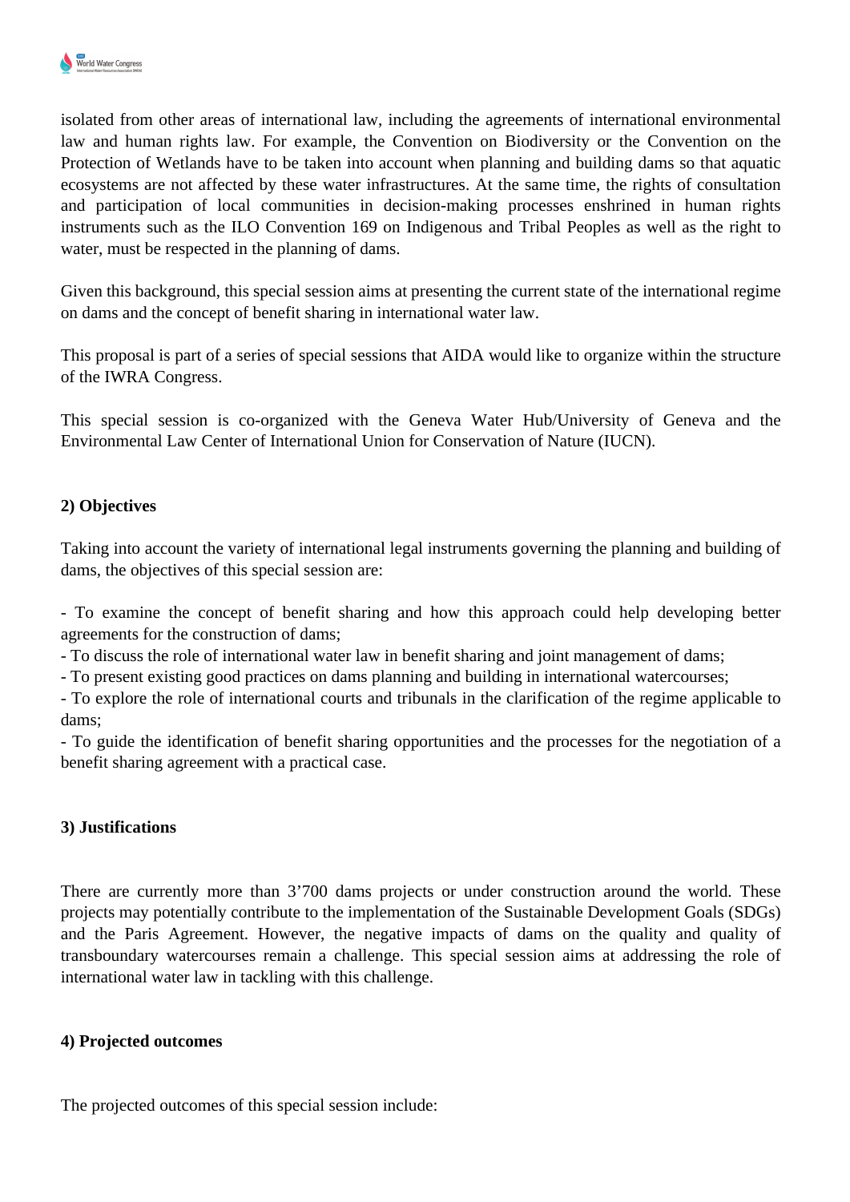isolated from other areas of international law, including the agreements of international environmental law and human rights law. For example, the Convention on Biodiversity or the Convention on the Protection of Wetlands have to be taken into account when planning and building dams so that aquatic ecosystems are not affected by these water infrastructures. At the same time, the rights of consultation and participation of local communities in decision-making processes enshrined in human rights instruments such as the ILO Convention 169 on Indigenous and Tribal Peoples as well as the right to water, must be respected in the planning of dams.

Given this background, this special session aims at presenting the current state of the international regime on dams and the concept of benefit sharing in international water law.

This proposal is part of a series of special sessions that AIDA would like to organize within the structure of the IWRA Congress.

This special session is co-organized with the Geneva Water Hub/University of Geneva and the Environmental Law Center of International Union for Conservation of Nature (IUCN).

**2) Objectives**

Taking into account the variety of international legal instruments governing the planning and building of dams, the objectives of this special session are:

- To examine the concept of benefit sharing and how this approach could help developing better agreements for the construction of dams;
- To discuss the role of international water law in benefit sharing and joint management of dams;
- To present existing good practices on dams planning and building in international watercourses;
- To explore the role of international courts and tribunals in the clarification of the regime applicable to dams;
- To guide the identification of benefit sharing opportunities and the processes for the negotiation of a benefit sharing agreement with a practical case.

**3) Justifications**

There are currently more than 3’700 dams projects or under construction around the world. These projects may potentially contribute to the implementation of the Sustainable Development Goals (SDGs) and the Paris Agreement. However, the negative impacts of dams on the quality and quality of transboundary watercourses remain a challenge. This special session aims at addressing the role of international water law in tackling with this challenge.

**4) Projected outcomes**

The projected outcomes of this special session include: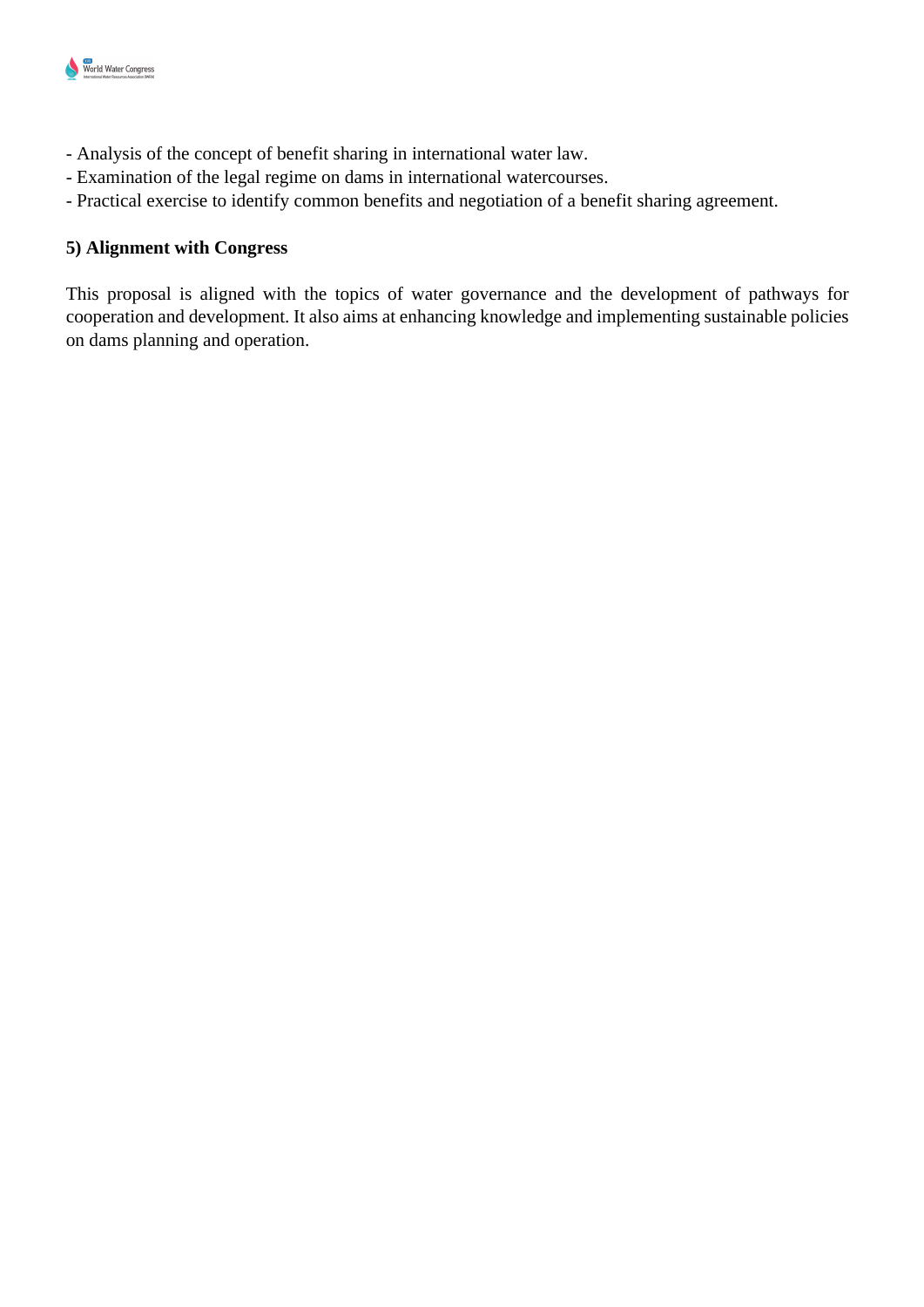- Analysis of the concept of benefit sharing in international water law.
- Examination of the legal regime on dams in international watercourses.
- Practical exercise to identify common benefits and negotiation of a benefit sharing agreement.

**5) Alignment with Congress**

This proposal is aligned with the topics of water governance and the development of pathways for cooperation and development. It also aims at enhancing knowledge and implementing sustainable policies on dams planning and operation.